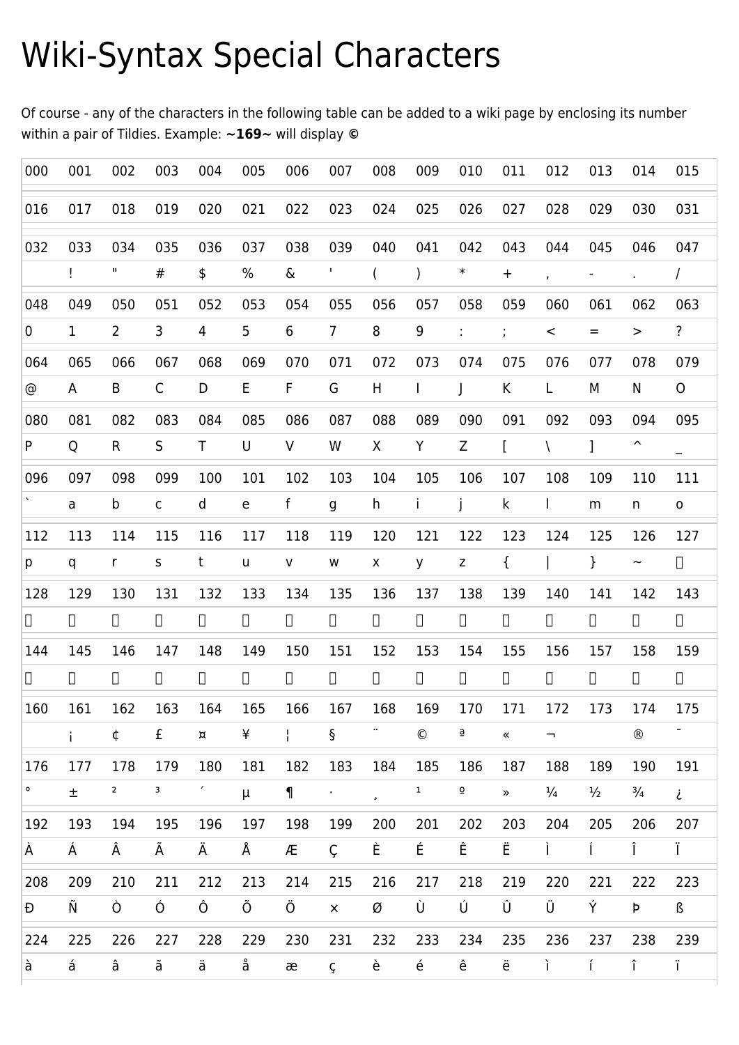# Wiki-Syntax Special Characters

Of course - any of the characters in the following table can be added to a wiki page by enclosing its number within a pair of Tildies. Example: **~169~** will display ©

| | | | | | | | | | | | | | | | |
|---|---|---|---|---|---|---|---|---|---|---|---|---|---|---|---|
| 000 | 001 | 002 | 003 | 004 | 005 | 006 | 007 | 008 | 009 | 010 | 011 | 012 | 013 | 014 | 015 |
| | | | | | | | | | | | | | | | |
| 016 | 017 | 018 | 019 | 020 | 021 | 022 | 023 | 024 | 025 | 026 | 027 | 028 | 029 | 030 | 031 |
| | | | | | | | | | | | | | | | |
| 032 | 033 | 034 | 035 | 036 | 037 | 038 | 039 | 040 | 041 | 042 | 043 | 044 | 045 | 046 | 047 |
| | ! | " | # | $ | % | & | ' | ( | ) | * | + | , | - | . | / |
| 048 | 049 | 050 | 051 | 052 | 053 | 054 | 055 | 056 | 057 | 058 | 059 | 060 | 061 | 062 | 063 |
| 0 | 1 | 2 | 3 | 4 | 5 | 6 | 7 | 8 | 9 | : | ; | < | = | > | ? |
| 064 | 065 | 066 | 067 | 068 | 069 | 070 | 071 | 072 | 073 | 074 | 075 | 076 | 077 | 078 | 079 |
| @ | A | B | C | D | E | F | G | H | I | J | K | L | M | N | O |
| 080 | 081 | 082 | 083 | 084 | 085 | 086 | 087 | 088 | 089 | 090 | 091 | 092 | 093 | 094 | 095 |
| P | Q | R | S | T | U | V | W | X | Y | Z | [ | \ | ] | ^ | _ |
| 096 | 097 | 098 | 099 | 100 | 101 | 102 | 103 | 104 | 105 | 106 | 107 | 108 | 109 | 110 | 111 |
| ` | a | b | c | d | e | f | g | h | i | j | k | l | m | n | o |
| 112 | 113 | 114 | 115 | 116 | 117 | 118 | 119 | 120 | 121 | 122 | 123 | 124 | 125 | 126 | 127 |
| p | q | r | s | t | u | v | w | x | y | z | { | \| | } | ~ | □ |
| 128 | 129 | 130 | 131 | 132 | 133 | 134 | 135 | 136 | 137 | 138 | 139 | 140 | 141 | 142 | 143 |
| □ | □ | □ | □ | □ | □ | □ | □ | □ | □ | □ | □ | □ | □ | □ | □ |
| 144 | 145 | 146 | 147 | 148 | 149 | 150 | 151 | 152 | 153 | 154 | 155 | 156 | 157 | 158 | 159 |
| □ | □ | □ | □ | □ | □ | □ | □ | □ | □ | □ | □ | □ | □ | □ | □ |
| 160 | 161 | 162 | 163 | 164 | 165 | 166 | 167 | 168 | 169 | 170 | 171 | 172 | 173 | 174 | 175 |
| | ¡ | ¢ | £ | ¤ | ¥ | ¦ | § | ¨ | © | ª | « | ¬ | | ® | ¯ |
| 176 | 177 | 178 | 179 | 180 | 181 | 182 | 183 | 184 | 185 | 186 | 187 | 188 | 189 | 190 | 191 |
| ° | ± | ² | ³ | ´ | µ | ¶ | · | ¸ | ¹ | º | » | ¼ | ½ | ¾ | ¿ |
| 192 | 193 | 194 | 195 | 196 | 197 | 198 | 199 | 200 | 201 | 202 | 203 | 204 | 205 | 206 | 207 |
| À | Á | Â | Ã | Ä | Å | Æ | Ç | È | É | Ê | Ë | Ì | Í | Î | Ï |
| 208 | 209 | 210 | 211 | 212 | 213 | 214 | 215 | 216 | 217 | 218 | 219 | 220 | 221 | 222 | 223 |
| Ð | Ñ | Ò | Ó | Ô | Õ | Ö | × | Ø | Ù | Ú | Û | Ü | Ý | Þ | ß |
| 224 | 225 | 226 | 227 | 228 | 229 | 230 | 231 | 232 | 233 | 234 | 235 | 236 | 237 | 238 | 239 |
| à | á | â | ã | ä | å | æ | ç | è | é | ê | ë | ì | í | î | ï |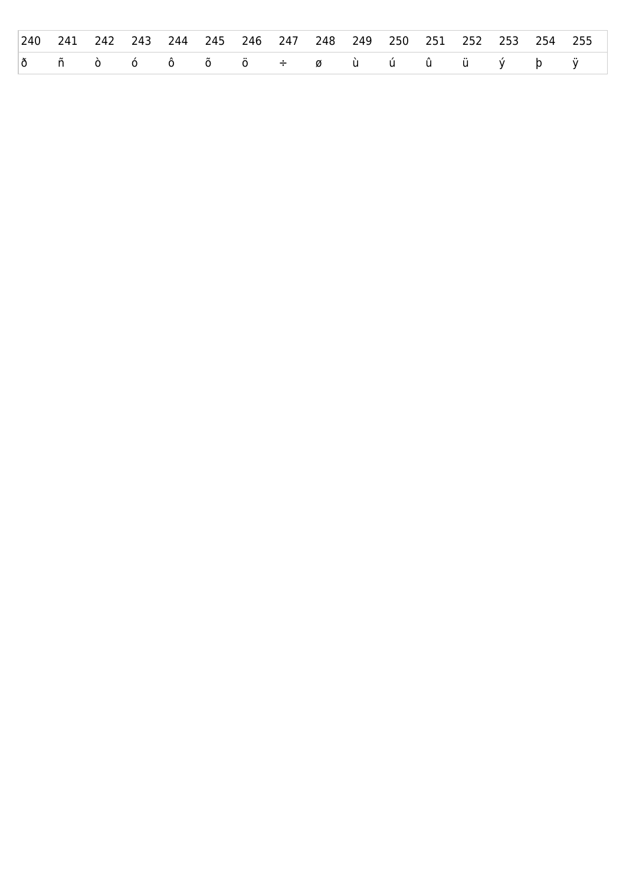| 240 | 241 | 242 | 243 | 244 | 245 | 246 | 247 | 248 | 249 | 250 | 251 | 252 | 253 | 254 | 255 |
|---|---|---|---|---|---|---|---|---|---|---|---|---|---|---|---|
| ð | ñ | ò | ó | ô | õ | ö | ÷ | ø | ù | ú | û | ü | ý | þ | ÿ |